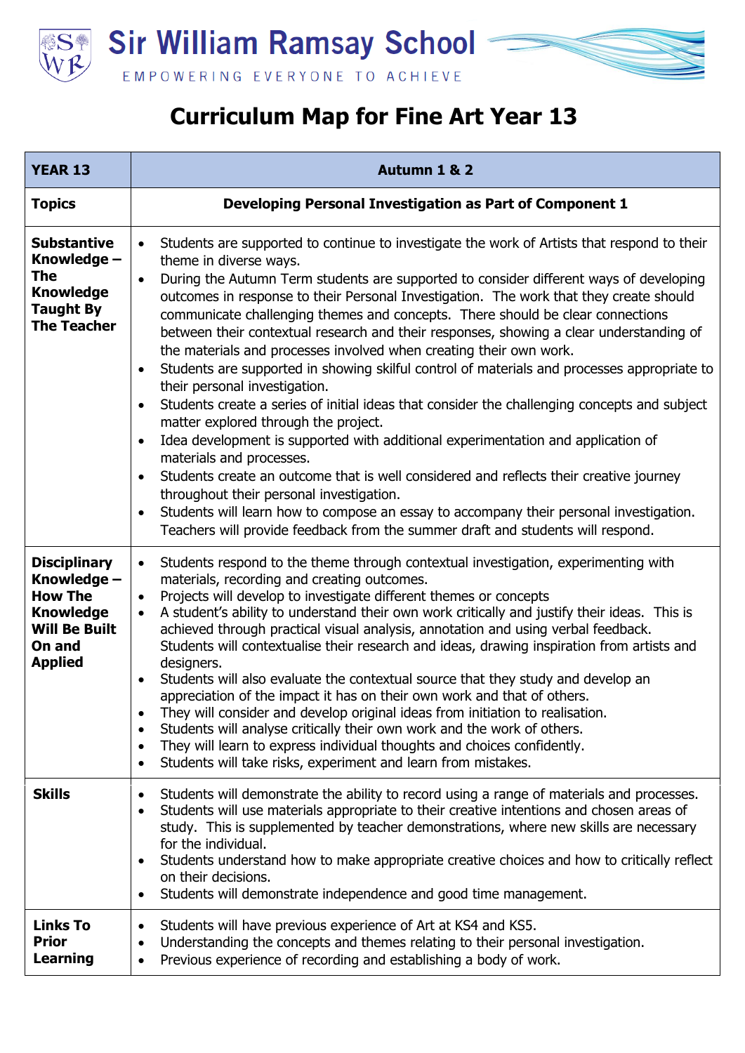# Sir William Ramsay School

EMPOWERING EVERYONE TO ACHIEVE

## Curriculum Map for Fine Art Year 13

| YEAR 13 | Autumn 1 & 2 |
|---|---|
| **Topics** | **Developing Personal Investigation as Part of Component 1** |
| **Substantive Knowledge – The Knowledge Taught By The Teacher** | • Students are supported to continue to investigate the work of Artists that respond to their theme in diverse ways.<br>• During the Autumn Term students are supported to consider different ways of developing outcomes in response to their Personal Investigation. The work that they create should communicate challenging themes and concepts. There should be clear connections between their contextual research and their responses, showing a clear understanding of the materials and processes involved when creating their own work.<br>• Students are supported in showing skilful control of materials and processes appropriate to their personal investigation.<br>• Students create a series of initial ideas that consider the challenging concepts and subject matter explored through the project.<br>• Idea development is supported with additional experimentation and application of materials and processes.<br>• Students create an outcome that is well considered and reflects their creative journey throughout their personal investigation.<br>• Students will learn how to compose an essay to accompany their personal investigation. Teachers will provide feedback from the summer draft and students will respond. |
| **Disciplinary Knowledge – How The Knowledge Will Be Built On and Applied** | • Students respond to the theme through contextual investigation, experimenting with materials, recording and creating outcomes.<br>• Projects will develop to investigate different themes or concepts<br>• A student's ability to understand their own work critically and justify their ideas. This is achieved through practical visual analysis, annotation and using verbal feedback. Students will contextualise their research and ideas, drawing inspiration from artists and designers.<br>• Students will also evaluate the contextual source that they study and develop an appreciation of the impact it has on their own work and that of others.<br>• They will consider and develop original ideas from initiation to realisation.<br>• Students will analyse critically their own work and the work of others.<br>• They will learn to express individual thoughts and choices confidently.<br>• Students will take risks, experiment and learn from mistakes. |
| **Skills** | • Students will demonstrate the ability to record using a range of materials and processes.<br>• Students will use materials appropriate to their creative intentions and chosen areas of study. This is supplemented by teacher demonstrations, where new skills are necessary for the individual.<br>• Students understand how to make appropriate creative choices and how to critically reflect on their decisions.<br>• Students will demonstrate independence and good time management. |
| **Links To Prior Learning** | • Students will have previous experience of Art at KS4 and KS5.<br>• Understanding the concepts and themes relating to their personal investigation.<br>• Previous experience of recording and establishing a body of work. |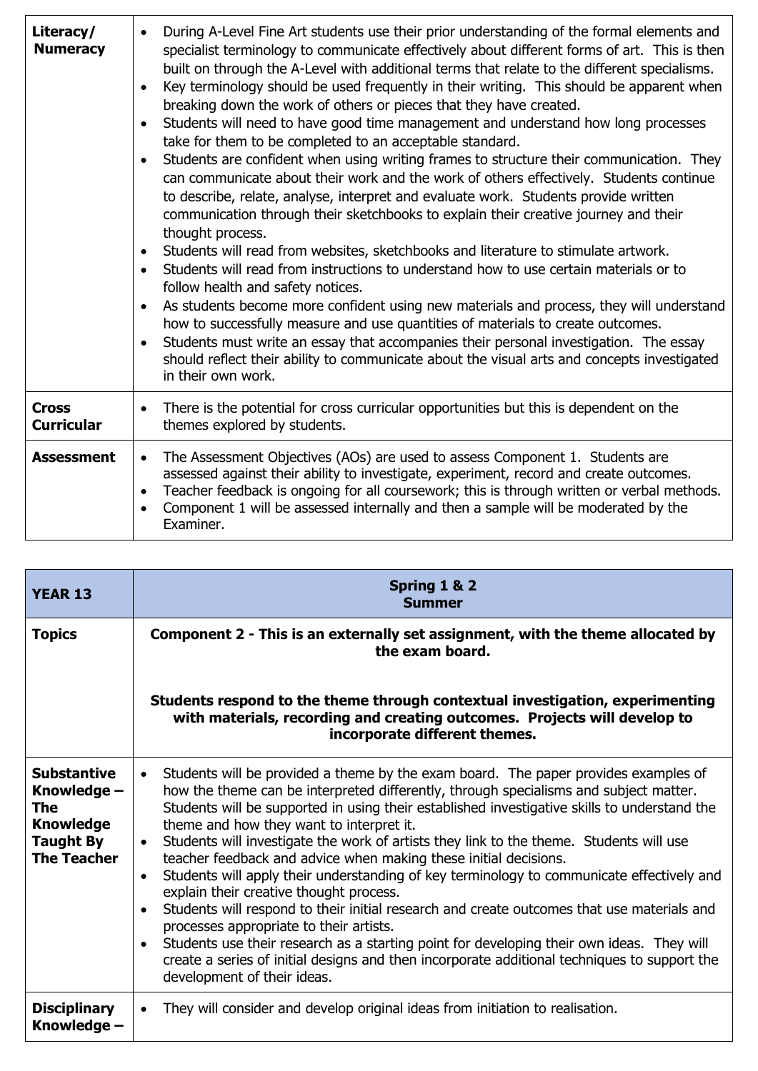| | |
|---|---|
| **Literacy/ Numeracy** | • During A-Level Fine Art students use their prior understanding of the formal elements and specialist terminology to communicate effectively about different forms of art. This is then built on through the A-Level with additional terms that relate to the different specialisms.<br>• Key terminology should be used frequently in their writing. This should be apparent when breaking down the work of others or pieces that they have created.<br>• Students will need to have good time management and understand how long processes take for them to be completed to an acceptable standard.<br>• Students are confident when using writing frames to structure their communication. They can communicate about their work and the work of others effectively. Students continue to describe, relate, analyse, interpret and evaluate work. Students provide written communication through their sketchbooks to explain their creative journey and their thought process.<br>• Students will read from websites, sketchbooks and literature to stimulate artwork.<br>• Students will read from instructions to understand how to use certain materials or to follow health and safety notices.<br>• As students become more confident using new materials and process, they will understand how to successfully measure and use quantities of materials to create outcomes.<br>• Students must write an essay that accompanies their personal investigation. The essay should reflect their ability to communicate about the visual arts and concepts investigated in their own work. |
| **Cross Curricular** | • There is the potential for cross curricular opportunities but this is dependent on the themes explored by students. |
| **Assessment** | • The Assessment Objectives (AOs) are used to assess Component 1. Students are assessed against their ability to investigate, experiment, record and create outcomes.<br>• Teacher feedback is ongoing for all coursework; this is through written or verbal methods.<br>• Component 1 will be assessed internally and then a sample will be moderated by the Examiner. |

| **YEAR 13** | **Spring 1 & 2**<br>**Summer** |
|---|---|
| **Topics** | **Component 2 - This is an externally set assignment, with the theme allocated by the exam board.**<br><br>**Students respond to the theme through contextual investigation, experimenting with materials, recording and creating outcomes. Projects will develop to incorporate different themes.** |
| **Substantive Knowledge – The Knowledge Taught By The Teacher** | • Students will be provided a theme by the exam board. The paper provides examples of how the theme can be interpreted differently, through specialisms and subject matter. Students will be supported in using their established investigative skills to understand the theme and how they want to interpret it.<br>• Students will investigate the work of artists they link to the theme. Students will use teacher feedback and advice when making these initial decisions.<br>• Students will apply their understanding of key terminology to communicate effectively and explain their creative thought process.<br>• Students will respond to their initial research and create outcomes that use materials and processes appropriate to their artists.<br>• Students use their research as a starting point for developing their own ideas. They will create a series of initial designs and then incorporate additional techniques to support the development of their ideas. |
| **Disciplinary Knowledge –** | • They will consider and develop original ideas from initiation to realisation. |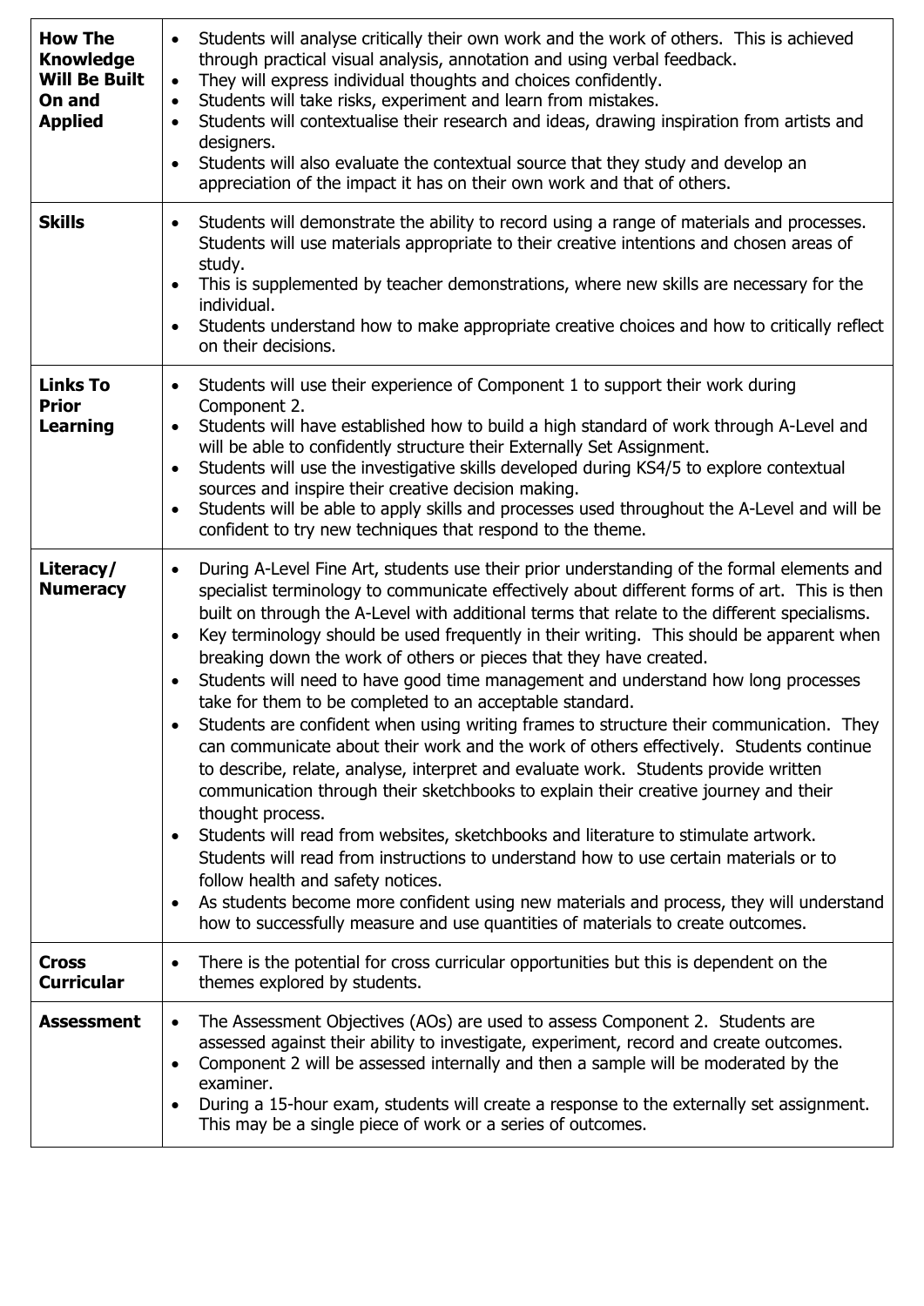| | |
|---|---|
| **How The Knowledge Will Be Built On and Applied** | • Students will analyse critically their own work and the work of others. This is achieved through practical visual analysis, annotation and using verbal feedback.<br>• They will express individual thoughts and choices confidently.<br>• Students will take risks, experiment and learn from mistakes.<br>• Students will contextualise their research and ideas, drawing inspiration from artists and designers.<br>• Students will also evaluate the contextual source that they study and develop an appreciation of the impact it has on their own work and that of others. |
| **Skills** | • Students will demonstrate the ability to record using a range of materials and processes. Students will use materials appropriate to their creative intentions and chosen areas of study.<br>• This is supplemented by teacher demonstrations, where new skills are necessary for the individual.<br>• Students understand how to make appropriate creative choices and how to critically reflect on their decisions. |
| **Links To Prior Learning** | • Students will use their experience of Component 1 to support their work during Component 2.<br>• Students will have established how to build a high standard of work through A-Level and will be able to confidently structure their Externally Set Assignment.<br>• Students will use the investigative skills developed during KS4/5 to explore contextual sources and inspire their creative decision making.<br>• Students will be able to apply skills and processes used throughout the A-Level and will be confident to try new techniques that respond to the theme. |
| **Literacy/ Numeracy** | • During A-Level Fine Art, students use their prior understanding of the formal elements and specialist terminology to communicate effectively about different forms of art. This is then built on through the A-Level with additional terms that relate to the different specialisms.<br>• Key terminology should be used frequently in their writing. This should be apparent when breaking down the work of others or pieces that they have created.<br>• Students will need to have good time management and understand how long processes take for them to be completed to an acceptable standard.<br>• Students are confident when using writing frames to structure their communication. They can communicate about their work and the work of others effectively. Students continue to describe, relate, analyse, interpret and evaluate work. Students provide written communication through their sketchbooks to explain their creative journey and their thought process.<br>• Students will read from websites, sketchbooks and literature to stimulate artwork. Students will read from instructions to understand how to use certain materials or to follow health and safety notices.<br>• As students become more confident using new materials and process, they will understand how to successfully measure and use quantities of materials to create outcomes. |
| **Cross Curricular** | • There is the potential for cross curricular opportunities but this is dependent on the themes explored by students. |
| **Assessment** | • The Assessment Objectives (AOs) are used to assess Component 2. Students are assessed against their ability to investigate, experiment, record and create outcomes.<br>• Component 2 will be assessed internally and then a sample will be moderated by the examiner.<br>• During a 15-hour exam, students will create a response to the externally set assignment. This may be a single piece of work or a series of outcomes. |